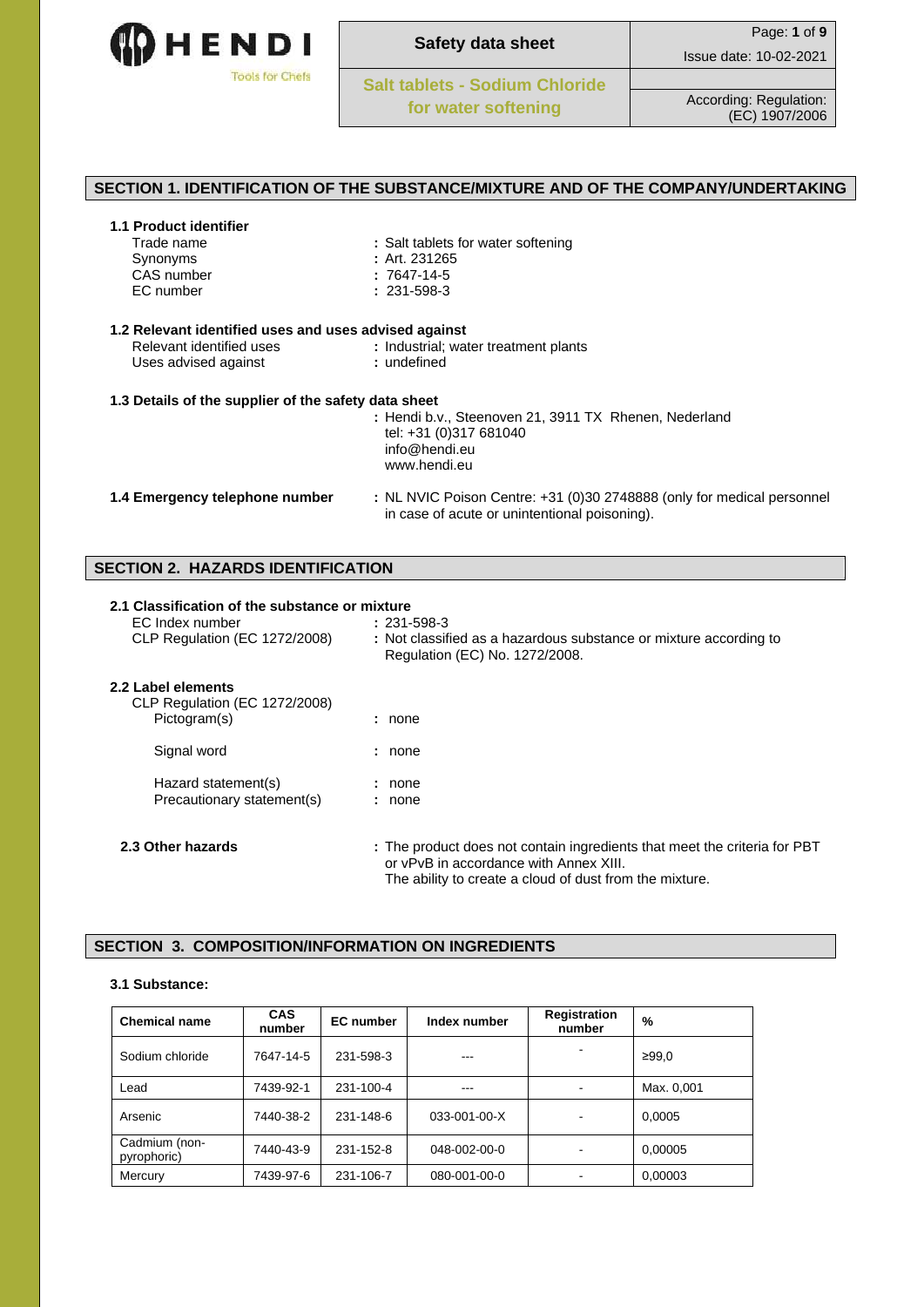# Safety data sheet

**Salt tablets - Sodium Chloride for water softening**

Issue date: 10-02-2021

According to: Regulation: (EC) 1907/2006

## SECTION 1. IDENTIFICATION OF THE SUBSTANCE/MIXTURE AND OF THE COMPANY/UNDERTAKING

### 1.1 Product identifier

Trade name : Salt tablets for water softening
Synonyms : Art. 231265
CAS number : 7647-14-5
EC number : 231-598-3

### 1.2 Relevant identified uses and uses advised against

Relevant identified uses : Industrial; water treatment plants
Uses advised against : undefined

### 1.3 Details of the supplier of the safety data sheet

: Hendi b.v., Steenoven 21, 3911 TX Rhenen, Nederland
tel: +31 (0)317 681040
info@hendi.eu
www.hendi.eu

### 1.4 Emergency telephone number

: NL NVIC Poison Centre: +31 (0)30 2748888 (only for medical personnel in case of acute or unintentional poisoning).

## SECTION 2. HAZARDS IDENTIFICATION

### 2.1 Classification of the substance or mixture

EC Index number : 231-598-3
CLP Regulation (EC 1272/2008) : Not classified as a hazardous substance or mixture according to Regulation (EC) No. 1272/2008.

### 2.2 Label elements

CLP Regulation (EC 1272/2008)

Pictogram(s) : none

Signal word : none

Hazard statement(s) : none
Precautionary statement(s) : none

### 2.3 Other hazards

: The product does not contain ingredients that meet the criteria for PBT or vPvB in accordance with Annex XIII.
The ability to create a cloud of dust from the mixture.

## SECTION 3. COMPOSITION/INFORMATION ON INGREDIENTS

### 3.1 Substance:

| Chemical name | CAS number | EC number | Index number | Registration number | % |
|---|---|---|---|---|---|
| Sodium chloride | 7647-14-5 | 231-598-3 | --- | - | ≥99,0 |
| Lead | 7439-92-1 | 231-100-4 | --- | - | Max. 0,001 |
| Arsenic | 7440-38-2 | 231-148-6 | 033-001-00-X | - | 0,0005 |
| Cadmium (non-pyrophoric) | 7440-43-9 | 231-152-8 | 048-002-00-0 | - | 0,00005 |
| Mercury | 7439-97-6 | 231-106-7 | 080-001-00-0 | - | 0,00003 |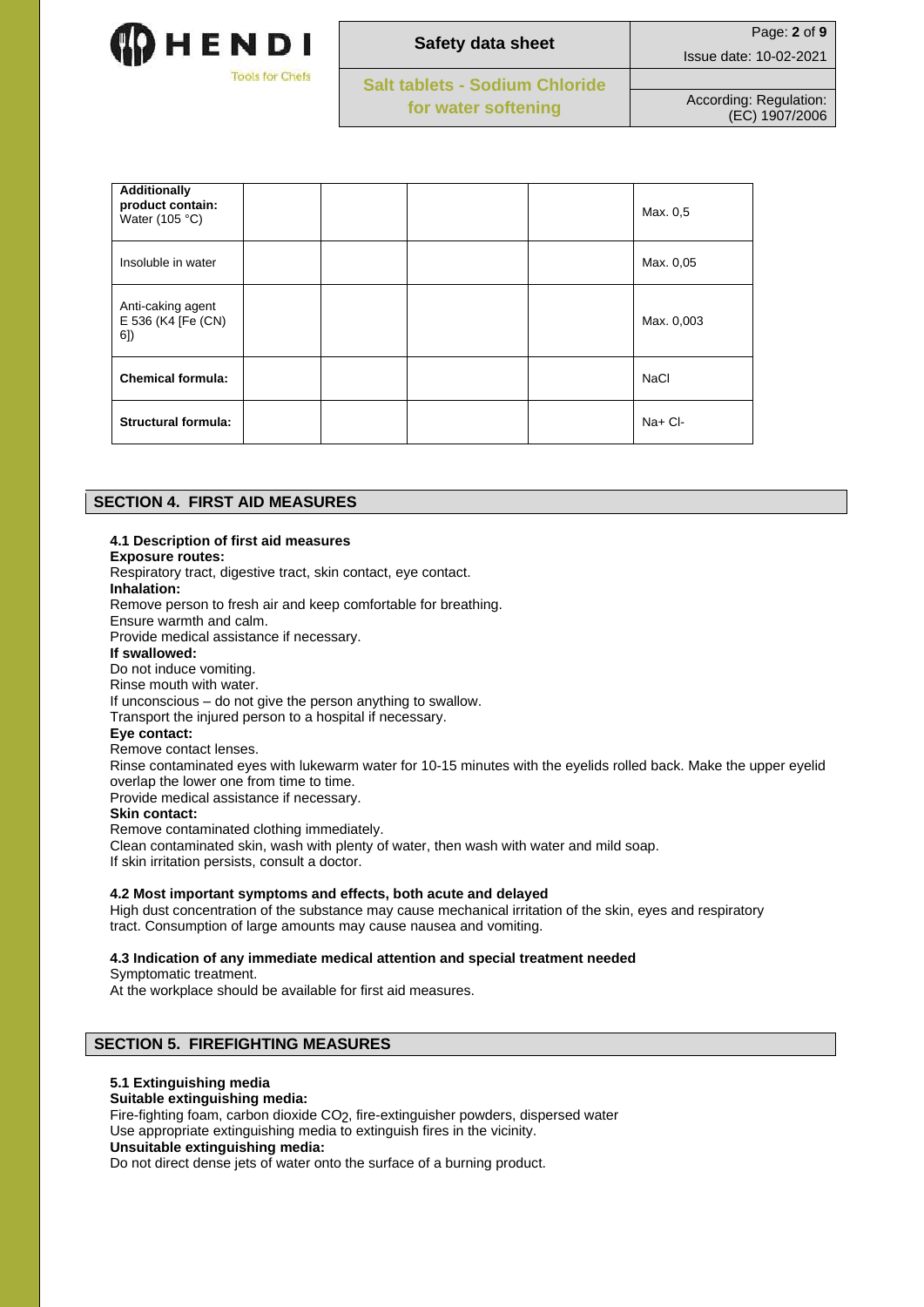| **Additionally product contain:** Water (105 °C) | | | | | Max. 0,5 |
|---|---|---|---|---|---|
| Insoluble in water | | | | | Max. 0,05 |
| Anti-caking agent E 536 (K4 [Fe (CN) 6]) | | | | | Max. 0,003 |
| **Chemical formula:** | | | | | NaCl |
| **Structural formula:** | | | | | Na+ Cl- |

## SECTION 4. FIRST AID MEASURES

### 4.1 Description of first aid measures

**Exposure routes:**
Respiratory tract, digestive tract, skin contact, eye contact.

**Inhalation:**
Remove person to fresh air and keep comfortable for breathing.
Ensure warmth and calm.
Provide medical assistance if necessary.

**If swallowed:**
Do not induce vomiting.
Rinse mouth with water.
If unconscious – do not give the person anything to swallow.
Transport the injured person to a hospital if necessary.

**Eye contact:**
Remove contact lenses.
Rinse contaminated eyes with lukewarm water for 10-15 minutes with the eyelids rolled back. Make the upper eyelid overlap the lower one from time to time.
Provide medical assistance if necessary.

**Skin contact:**
Remove contaminated clothing immediately.
Clean contaminated skin, wash with plenty of water, then wash with water and mild soap.
If skin irritation persists, consult a doctor.

### 4.2 Most important symptoms and effects, both acute and delayed

High dust concentration of the substance may cause mechanical irritation of the skin, eyes and respiratory tract. Consumption of large amounts may cause nausea and vomiting.

### 4.3 Indication of any immediate medical attention and special treatment needed

Symptomatic treatment.
At the workplace should be available for first aid measures.

## SECTION 5. FIREFIGHTING MEASURES

### 5.1 Extinguishing media

**Suitable extinguishing media:**
Fire-fighting foam, carbon dioxide $CO_2$, fire-extinguisher powders, dispersed water
Use appropriate extinguishing media to extinguish fires in the vicinity.

**Unsuitable extinguishing media:**
Do not direct dense jets of water onto the surface of a burning product.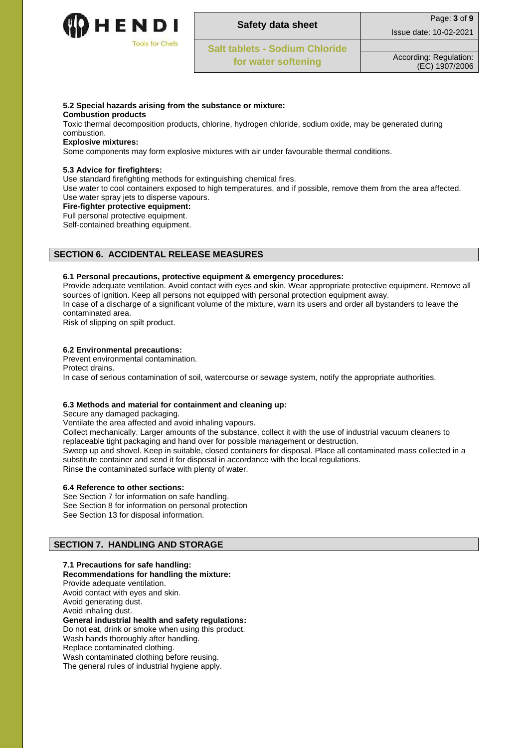#### 5.2 Special hazards arising from the substance or mixture:

**Combustion products**

Toxic thermal decomposition products, chlorine, hydrogen chloride, sodium oxide, may be generated during combustion.

**Explosive mixtures:**

Some components may form explosive mixtures with air under favourable thermal conditions.

#### 5.3 Advice for firefighters:

Use standard firefighting methods for extinguishing chemical fires.
Use water to cool containers exposed to high temperatures, and if possible, remove them from the area affected.
Use water spray jets to disperse vapours.

**Fire-fighter protective equipment:**

Full personal protective equipment.
Self-contained breathing equipment.

## SECTION 6. ACCIDENTAL RELEASE MEASURES

#### 6.1 Personal precautions, protective equipment & emergency procedures:

Provide adequate ventilation. Avoid contact with eyes and skin. Wear appropriate protective equipment. Remove all sources of ignition. Keep all persons not equipped with personal protection equipment away.
In case of a discharge of a significant volume of the mixture, warn its users and order all bystanders to leave the contaminated area.
Risk of slipping on spilt product.

#### 6.2 Environmental precautions:

Prevent environmental contamination.
Protect drains.
In case of serious contamination of soil, watercourse or sewage system, notify the appropriate authorities.

#### 6.3 Methods and material for containment and cleaning up:

Secure any damaged packaging.
Ventilate the area affected and avoid inhaling vapours.
Collect mechanically. Larger amounts of the substance, collect it with the use of industrial vacuum cleaners to replaceable tight packaging and hand over for possible management or destruction.
Sweep up and shovel. Keep in suitable, closed containers for disposal. Place all contaminated mass collected in a substitute container and send it for disposal in accordance with the local regulations.
Rinse the contaminated surface with plenty of water.

#### 6.4 Reference to other sections:

See Section 7 for information on safe handling.
See Section 8 for information on personal protection
See Section 13 for disposal information.

## SECTION 7. HANDLING AND STORAGE

#### 7.1 Precautions for safe handling:

**Recommendations for handling the mixture:**

Provide adequate ventilation.
Avoid contact with eyes and skin.
Avoid generating dust.
Avoid inhaling dust.

**General industrial health and safety regulations:**

Do not eat, drink or smoke when using this product.
Wash hands thoroughly after handling.
Replace contaminated clothing.
Wash contaminated clothing before reusing.
The general rules of industrial hygiene apply.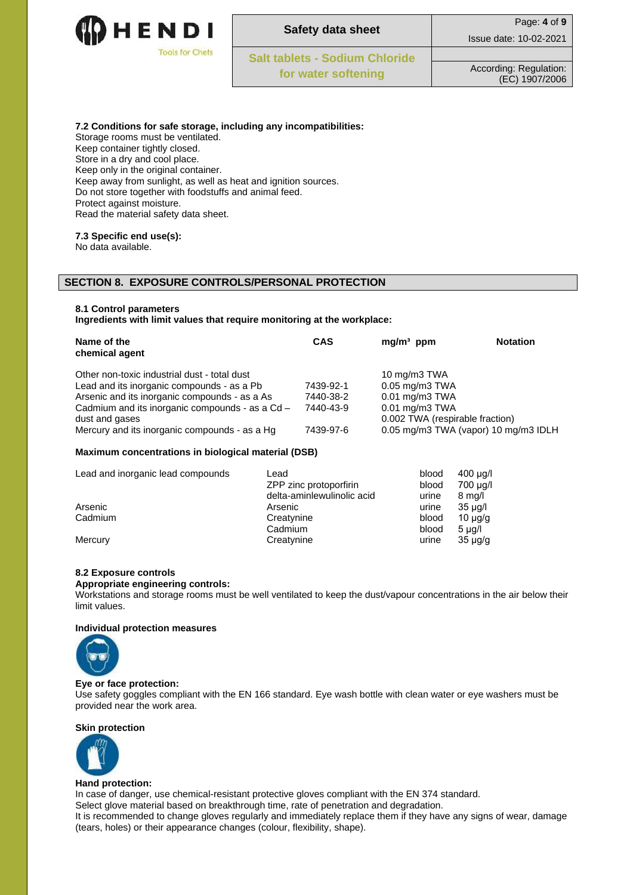**7.2 Conditions for safe storage, including any incompatibilities:**

Storage rooms must be ventilated.
Keep container tightly closed.
Store in a dry and cool place.
Keep only in the original container.
Keep away from sunlight, as well as heat and ignition sources.
Do not store together with foodstuffs and animal feed.
Protect against moisture.
Read the material safety data sheet.

**7.3 Specific end use(s):**

No data available.

## SECTION 8. EXPOSURE CONTROLS/PERSONAL PROTECTION

**8.1 Control parameters**

**Ingredients with limit values that require monitoring at the workplace:**

| Name of the chemical agent | CAS | mg/m³ ppm | Notation |
|---|---|---|---|
| Other non-toxic industrial dust - total dust | | 10 mg/m3 TWA | |
| Lead and its inorganic compounds - as a Pb | 7439-92-1 | 0.05 mg/m3 TWA | |
| Arsenic and its inorganic compounds - as a As | 7440-38-2 | 0.01 mg/m3 TWA | |
| Cadmium and its inorganic compounds - as a Cd – dust and gases | 7440-43-9 | 0.01 mg/m3 TWA<br>0.002 TWA (respirable fraction) | |
| Mercury and its inorganic compounds - as a Hg | 7439-97-6 | 0.05 mg/m3 TWA (vapor) 10 mg/m3 IDLH | |

**Maximum concentrations in biological material (DSB)**

| | | | |
|---|---|---|---|
| Lead and inorganic lead compounds | Lead | blood | 400 µg/l |
| | ZPP zinc protoporfirin | blood | 700 µg/l |
| | delta-aminlewulinolic acid | urine | 8 mg/l |
| Arsenic | Arsenic | urine | 35 µg/l |
| Cadmium | Creatynine | blood | 10 µg/g |
| | Cadmium | blood | 5 µg/l |
| Mercury | Creatynine | urine | 35 µg/g |

**8.2 Exposure controls**

**Appropriate engineering controls:**

Workstations and storage rooms must be well ventilated to keep the dust/vapour concentrations in the air below their limit values.

**Individual protection measures**

**Eye or face protection:**

Use safety goggles compliant with the EN 166 standard. Eye wash bottle with clean water or eye washers must be provided near the work area.

**Skin protection**

**Hand protection:**

In case of danger, use chemical-resistant protective gloves compliant with the EN 374 standard.
Select glove material based on breakthrough time, rate of penetration and degradation.
It is recommended to change gloves regularly and immediately replace them if they have any signs of wear, damage (tears, holes) or their appearance changes (colour, flexibility, shape).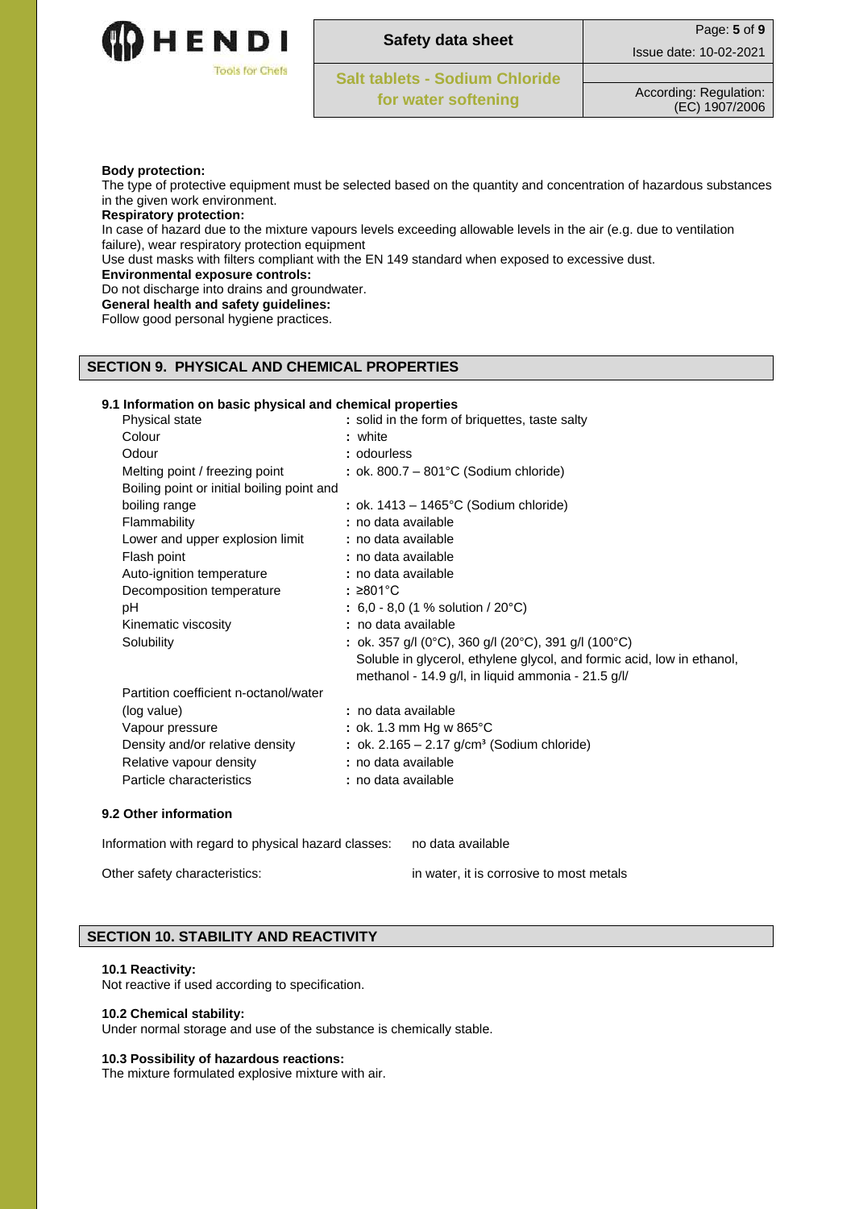**Body protection:**
The type of protective equipment must be selected based on the quantity and concentration of hazardous substances in the given work environment.
**Respiratory protection:**
In case of hazard due to the mixture vapours levels exceeding allowable levels in the air (e.g. due to ventilation failure), wear respiratory protection equipment
Use dust masks with filters compliant with the EN 149 standard when exposed to excessive dust.
**Environmental exposure controls:**
Do not discharge into drains and groundwater.
**General health and safety guidelines:**
Follow good personal hygiene practices.

## SECTION 9. PHYSICAL AND CHEMICAL PROPERTIES

### 9.1 Information on basic physical and chemical properties

| | |
|---|---|
| Physical state | : solid in the form of briquettes, taste salty |
| Colour | : white |
| Odour | : odourless |
| Melting point / freezing point | : ok. 800.7 – 801°C (Sodium chloride) |
| Boiling point or initial boiling point and boiling range | : ok. 1413 – 1465°C (Sodium chloride) |
| Flammability | : no data available |
| Lower and upper explosion limit | : no data available |
| Flash point | : no data available |
| Auto-ignition temperature | : no data available |
| Decomposition temperature | : ≥801°C |
| pH | : 6,0 - 8,0 (1 % solution / 20°C) |
| Kinematic viscosity | : no data available |
| Solubility | : ok. 357 g/l (0°C), 360 g/l (20°C), 391 g/l (100°C) Soluble in glycerol, ethylene glycol, and formic acid, low in ethanol, methanol - 14.9 g/l, in liquid ammonia - 21.5 g/l/ |
| Partition coefficient n-octanol/water (log value) | : no data available |
| Vapour pressure | : ok. 1.3 mm Hg w 865°C |
| Density and/or relative density | : ok. 2.165 – 2.17 g/cm³ (Sodium chloride) |
| Relative vapour density | : no data available |
| Particle characteristics | : no data available |

### 9.2 Other information

Information with regard to physical hazard classes: no data available

Other safety characteristics: in water, it is corrosive to most metals

## SECTION 10. STABILITY AND REACTIVITY

**10.1 Reactivity:**
Not reactive if used according to specification.

**10.2 Chemical stability:**
Under normal storage and use of the substance is chemically stable.

**10.3 Possibility of hazardous reactions:**
The mixture formulated explosive mixture with air.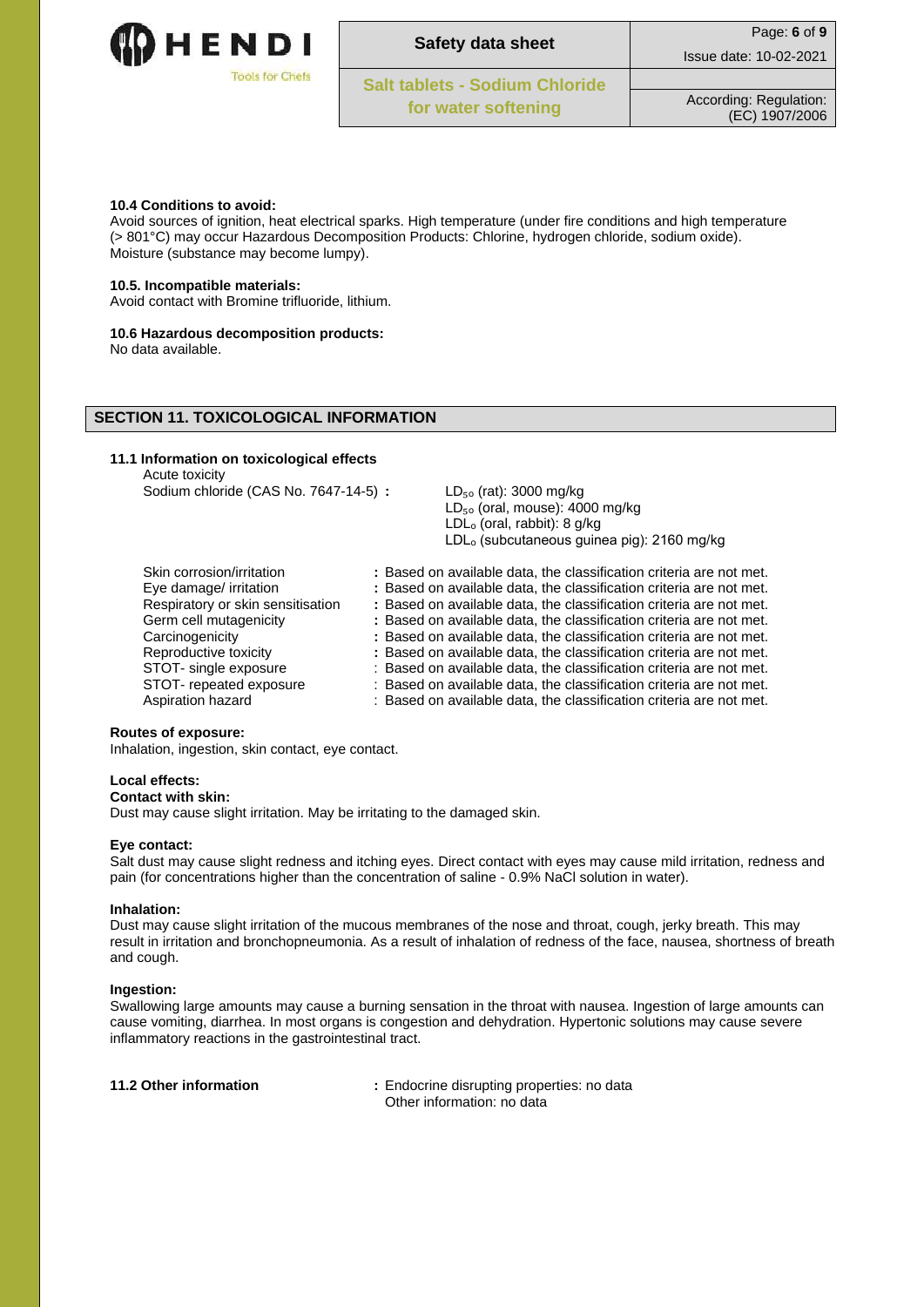**10.4 Conditions to avoid:**
Avoid sources of ignition, heat electrical sparks. High temperature (under fire conditions and high temperature (> 801°C) may occur Hazardous Decomposition Products: Chlorine, hydrogen chloride, sodium oxide). Moisture (substance may become lumpy).

**10.5. Incompatible materials:**
Avoid contact with Bromine trifluoride, lithium.

**10.6 Hazardous decomposition products:**
No data available.

## SECTION 11. TOXICOLOGICAL INFORMATION

**11.1 Information on toxicological effects**

Acute toxicity

Sodium chloride (CAS No. 7647-14-5) :
$LD_{50}$ (rat): 3000 mg/kg
$LD_{50}$ (oral, mouse): 4000 mg/kg
$LDL_{o}$ (oral, rabbit): 8 g/kg
$LDL_{o}$ (subcutaneous guinea pig): 2160 mg/kg

| | |
|---|---|
| Skin corrosion/irritation | : Based on available data, the classification criteria are not met. |
| Eye damage/ irritation | : Based on available data, the classification criteria are not met. |
| Respiratory or skin sensitisation | : Based on available data, the classification criteria are not met. |
| Germ cell mutagenicity | : Based on available data, the classification criteria are not met. |
| Carcinogenicity | : Based on available data, the classification criteria are not met. |
| Reproductive toxicity | : Based on available data, the classification criteria are not met. |
| STOT- single exposure | : Based on available data, the classification criteria are not met. |
| STOT- repeated exposure | : Based on available data, the classification criteria are not met. |
| Aspiration hazard | : Based on available data, the classification criteria are not met. |

**Routes of exposure:**
Inhalation, ingestion, skin contact, eye contact.

**Local effects:**

**Contact with skin:**
Dust may cause slight irritation. May be irritating to the damaged skin.

**Eye contact:**
Salt dust may cause slight redness and itching eyes. Direct contact with eyes may cause mild irritation, redness and pain (for concentrations higher than the concentration of saline - 0.9% NaCl solution in water).

**Inhalation:**
Dust may cause slight irritation of the mucous membranes of the nose and throat, cough, jerky breath. This may result in irritation and bronchopneumonia. As a result of inhalation of redness of the face, nausea, shortness of breath and cough.

**Ingestion:**
Swallowing large amounts may cause a burning sensation in the throat with nausea. Ingestion of large amounts can cause vomiting, diarrhea. In most organs is congestion and dehydration. Hypertonic solutions may cause severe inflammatory reactions in the gastrointestinal tract.

**11.2 Other information** : Endocrine disrupting properties: no data
Other information: no data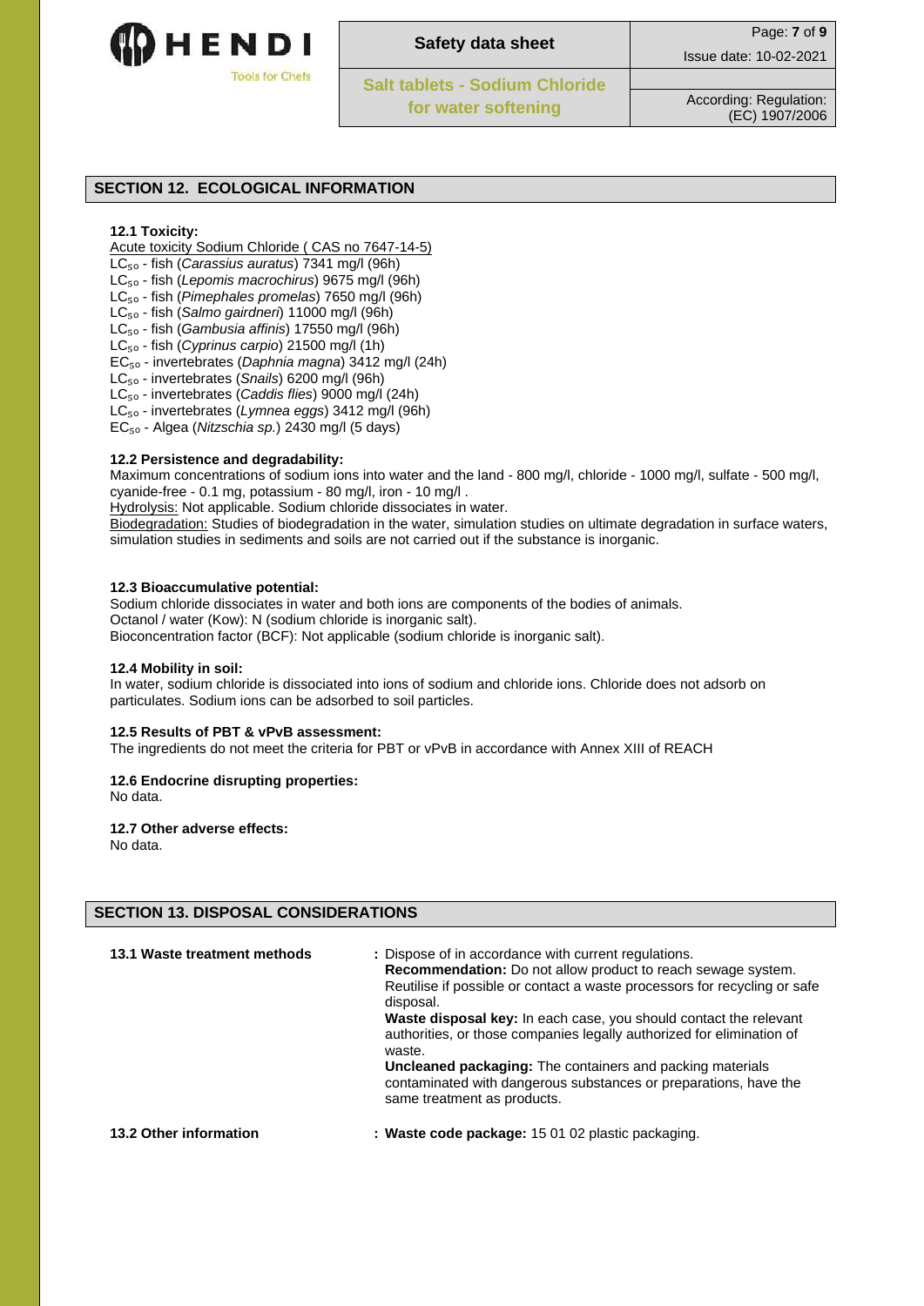## SECTION 12. ECOLOGICAL INFORMATION

**12.1 Toxicity:**

Acute toxicity Sodium Chloride ( CAS no 7647-14-5)

$LC_{50}$ - fish (*Carassius auratus*) 7341 mg/l (96h)
$LC_{50}$ - fish (*Lepomis macrochirus*) 9675 mg/l (96h)
$LC_{50}$ - fish (*Pimephales promelas*) 7650 mg/l (96h)
$LC_{50}$ - fish (*Salmo gairdneri*) 11000 mg/l (96h)
$LC_{50}$ - fish (*Gambusia affinis*) 17550 mg/l (96h)
$LC_{50}$ - fish (*Cyprinus carpio*) 21500 mg/l (1h)
$EC_{50}$ - invertebrates (*Daphnia magna*) 3412 mg/l (24h)
$LC_{50}$ - invertebrates (*Snails*) 6200 mg/l (96h)
$LC_{50}$ - invertebrates (*Caddis flies*) 9000 mg/l (24h)
$LC_{50}$ - invertebrates (*Lymnea eggs*) 3412 mg/l (96h)
$EC_{50}$ - Algea (*Nitzschia sp.*) 2430 mg/l (5 days)

**12.2 Persistence and degradability:**

Maximum concentrations of sodium ions into water and the land - 800 mg/l, chloride - 1000 mg/l, sulfate - 500 mg/l, cyanide-free - 0.1 mg, potassium - 80 mg/l, iron - 10 mg/l .

Hydrolysis: Not applicable. Sodium chloride dissociates in water.

Biodegradation: Studies of biodegradation in the water, simulation studies on ultimate degradation in surface waters, simulation studies in sediments and soils are not carried out if the substance is inorganic.

**12.3 Bioaccumulative potential:**

Sodium chloride dissociates in water and both ions are components of the bodies of animals.
Octanol / water (Kow): N (sodium chloride is inorganic salt).
Bioconcentration factor (BCF): Not applicable (sodium chloride is inorganic salt).

**12.4 Mobility in soil:**

In water, sodium chloride is dissociated into ions of sodium and chloride ions. Chloride does not adsorb on particulates. Sodium ions can be adsorbed to soil particles.

**12.5 Results of PBT & vPvB assessment:**

The ingredients do not meet the criteria for PBT or vPvB in accordance with Annex XIII of REACH

**12.6 Endocrine disrupting properties:**

No data.

**12.7 Other adverse effects:**

No data.

## SECTION 13. DISPOSAL CONSIDERATIONS

**13.1 Waste treatment methods** : Dispose of in accordance with current regulations.
**Recommendation:** Do not allow product to reach sewage system. Reutilise if possible or contact a waste processors for recycling or safe disposal.
**Waste disposal key:** In each case, you should contact the relevant authorities, or those companies legally authorized for elimination of waste.
**Uncleaned packaging:** The containers and packing materials contaminated with dangerous substances or preparations, have the same treatment as products.

**13.2 Other information** : **Waste code package:** 15 01 02 plastic packaging.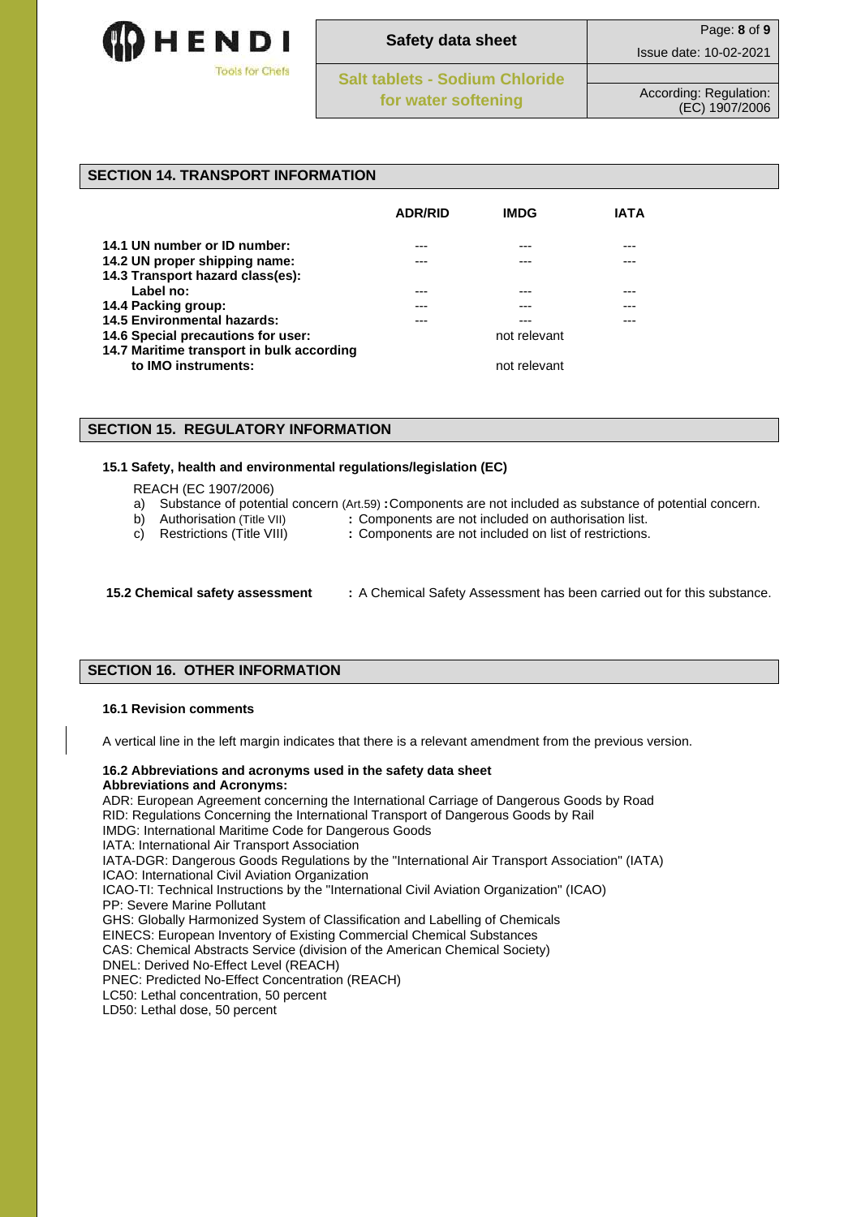## SECTION 14. TRANSPORT INFORMATION

| | ADR/RID | IMDG | IATA |
|---|---|---|---|
| **14.1 UN number or ID number:** | --- | --- | --- |
| **14.2 UN proper shipping name:** | --- | --- | --- |
| **14.3 Transport hazard class(es):** | | | |
| **Label no:** | --- | --- | --- |
| **14.4 Packing group:** | --- | --- | --- |
| **14.5 Environmental hazards:** | --- | --- | --- |
| **14.6 Special precautions for user:** | | not relevant | |
| **14.7 Maritime transport in bulk according to IMO instruments:** | | not relevant | |

## SECTION 15. REGULATORY INFORMATION

**15.1 Safety, health and environmental regulations/legislation (EC)**

REACH (EC 1907/2006)

a) Substance of potential concern (Art.59) **:** Components are not included as substance of potential concern.
b) Authorisation (Title VII) **:** Components are not included on authorisation list.
c) Restrictions (Title VIII) **:** Components are not included on list of restrictions.

**15.2 Chemical safety assessment** **:** A Chemical Safety Assessment has been carried out for this substance.

## SECTION 16. OTHER INFORMATION

**16.1 Revision comments**

A vertical line in the left margin indicates that there is a relevant amendment from the previous version.

**16.2 Abbreviations and acronyms used in the safety data sheet**
**Abbreviations and Acronyms:**

ADR: European Agreement concerning the International Carriage of Dangerous Goods by Road
RID: Regulations Concerning the International Transport of Dangerous Goods by Rail
IMDG: International Maritime Code for Dangerous Goods
IATA: International Air Transport Association
IATA-DGR: Dangerous Goods Regulations by the "International Air Transport Association" (IATA)
ICAO: International Civil Aviation Organization
ICAO-TI: Technical Instructions by the "International Civil Aviation Organization" (ICAO)
PP: Severe Marine Pollutant
GHS: Globally Harmonized System of Classification and Labelling of Chemicals
EINECS: European Inventory of Existing Commercial Chemical Substances
CAS: Chemical Abstracts Service (division of the American Chemical Society)
DNEL: Derived No-Effect Level (REACH)
PNEC: Predicted No-Effect Concentration (REACH)
LC50: Lethal concentration, 50 percent
LD50: Lethal dose, 50 percent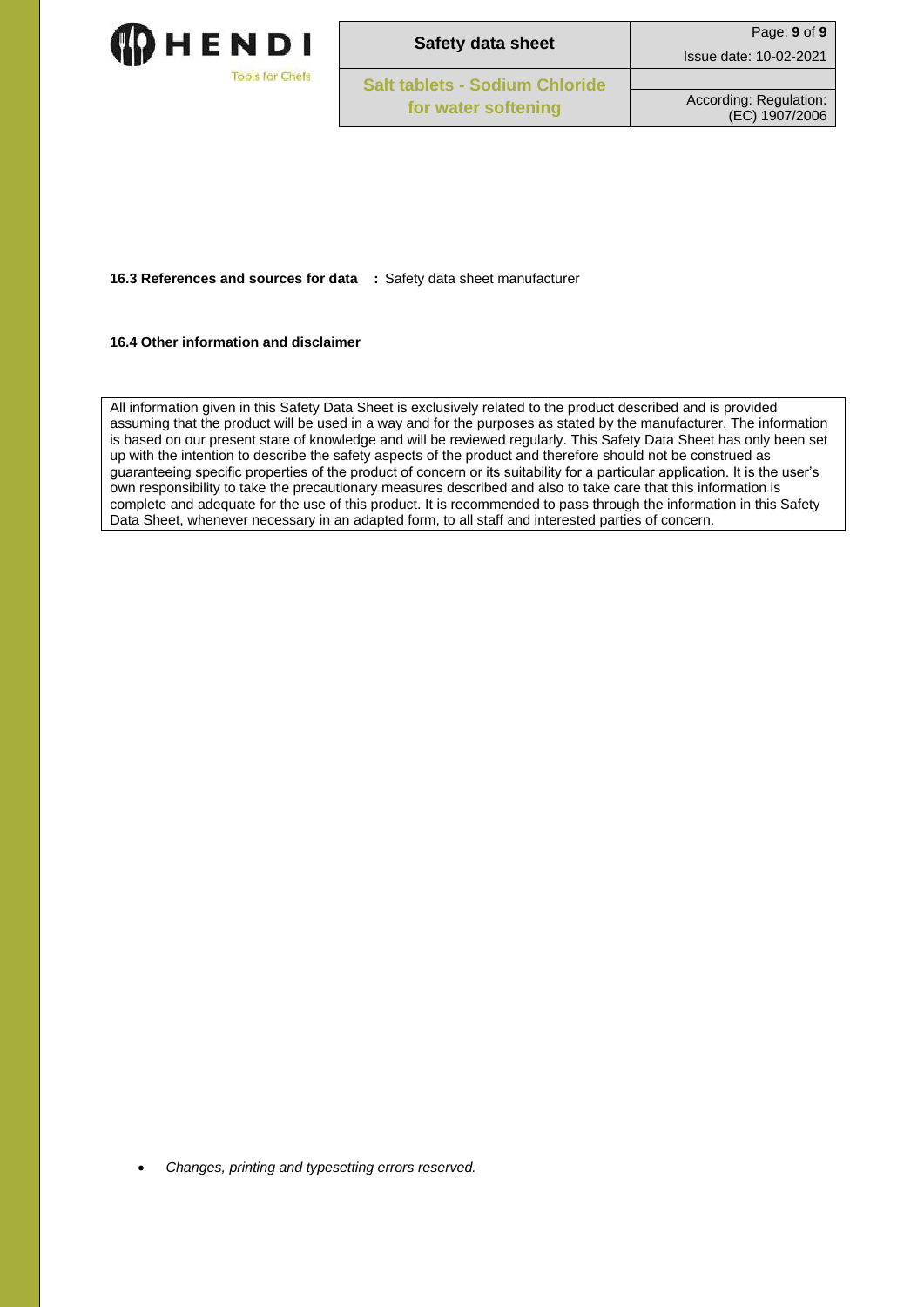**16.3 References and sources for data** **:** Safety data sheet manufacturer

**16.4 Other information and disclaimer**

All information given in this Safety Data Sheet is exclusively related to the product described and is provided assuming that the product will be used in a way and for the purposes as stated by the manufacturer. The information is based on our present state of knowledge and will be reviewed regularly. This Safety Data Sheet has only been set up with the intention to describe the safety aspects of the product and therefore should not be construed as guaranteeing specific properties of the product of concern or its suitability for a particular application. It is the user's own responsibility to take the precautionary measures described and also to take care that this information is complete and adequate for the use of this product. It is recommended to pass through the information in this Safety Data Sheet, whenever necessary in an adapted form, to all staff and interested parties of concern.

- *Changes, printing and typesetting errors reserved.*